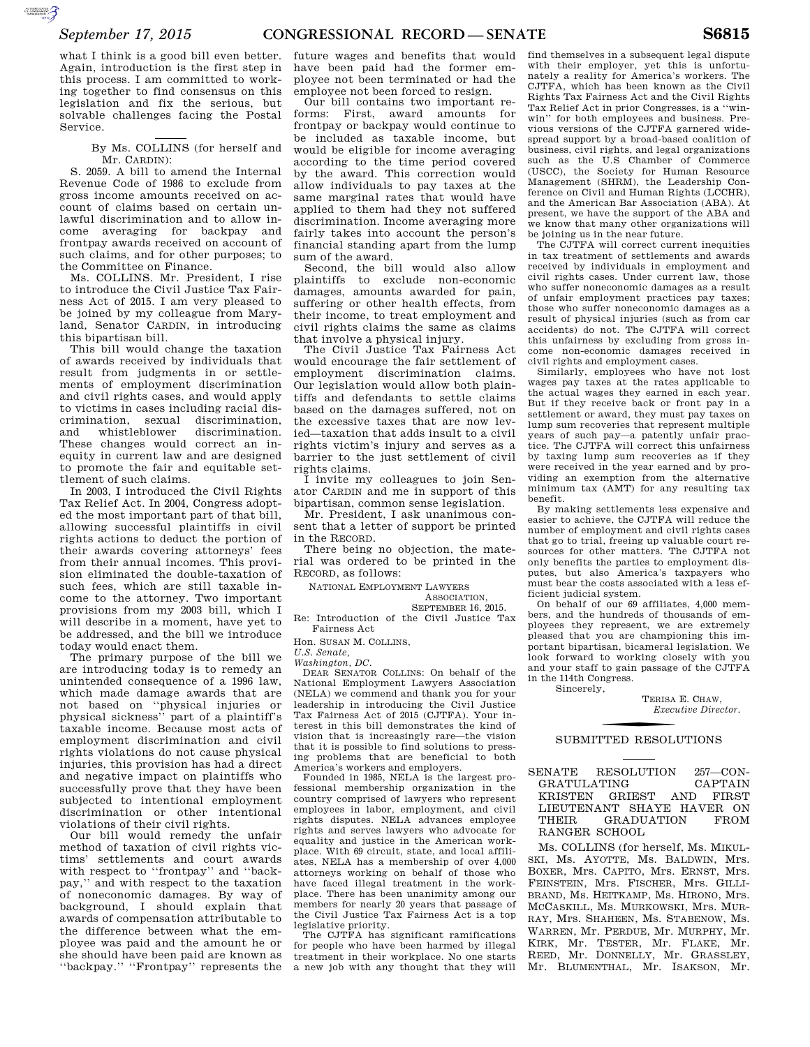what I think is a good bill even better. Again, introduction is the first step in this process. I am committed to working together to find consensus on this legislation and fix the serious, but solvable challenges facing the Postal Service.

---

By Ms. COLLINS (for herself and Mr. CARDIN):

S. 2059. A bill to amend the Internal Revenue Code of 1986 to exclude from gross income amounts received on account of claims based on certain unlawful discrimination and to allow income averaging for backpay and frontpay awards received on account of such claims, and for other purposes; to the Committee on Finance.

Ms. COLLINS. Mr. President, I rise to introduce the Civil Justice Tax Fairness Act of 2015. I am very pleased to be joined by my colleague from Maryland, Senator CARDIN, in introducing this bipartisan bill.

This bill would change the taxation of awards received by individuals that result from judgments in or settlements of employment discrimination and civil rights cases, and would apply to victims in cases including racial discrimination, sexual discrimination, and whistleblower discrimination. These changes would correct an inequity in current law and are designed to promote the fair and equitable settlement of such claims.

In 2003, I introduced the Civil Rights Tax Relief Act. In 2004, Congress adopted the most important part of that bill, allowing successful plaintiffs in civil rights actions to deduct the portion of their awards covering attorneys' fees from their annual incomes. This provision eliminated the double-taxation of such fees, which are still taxable income to the attorney. Two important provisions from my 2003 bill, which I will describe in a moment, have yet to be addressed, and the bill we introduce today would enact them.

The primary purpose of the bill we are introducing today is to remedy an unintended consequence of a 1996 law, which made damage awards that are not based on "physical injuries or physical sickness" part of a plaintiff's taxable income. Because most acts of employment discrimination and civil rights violations do not cause physical injuries, this provision has had a direct and negative impact on plaintiffs who successfully prove that they have been subjected to intentional employment discrimination or other intentional violations of their civil rights.

Our bill would remedy the unfair method of taxation of civil rights victims' settlements and court awards with respect to "frontpay" and "backpay," and with respect to the taxation of noneconomic damages. By way of background, I should explain that awards of compensation attributable to the difference between what the employee was paid and the amount he or she should have been paid are known as "backpay." "Frontpay" represents the future wages and benefits that would have been paid had the former employee not been terminated or had the employee not been forced to resign.

Our bill contains two important reforms: First, award amounts for frontpay or backpay would continue to be included as taxable income, but would be eligible for income averaging according to the time period covered by the award. This correction would allow individuals to pay taxes at the same marginal rates that would have applied to them had they not suffered discrimination. Income averaging more fairly takes into account the person's financial standing apart from the lump sum of the award.

Second, the bill would also allow plaintiffs to exclude non-economic damages, amounts awarded for pain, suffering or other health effects, from their income, to treat employment and civil rights claims the same as claims that involve a physical injury.

The Civil Justice Tax Fairness Act would encourage the fair settlement of employment discrimination claims. Our legislation would allow both plaintiffs and defendants to settle claims based on the damages suffered, not on the excessive taxes that are now levied—taxation that adds insult to a civil rights victim's injury and serves as a barrier to the just settlement of civil rights claims.

I invite my colleagues to join Senator CARDIN and me in support of this bipartisan, common sense legislation.

Mr. President, I ask unanimous consent that a letter of support be printed in the RECORD.

There being no objection, the material was ordered to be printed in the RECORD, as follows:

NATIONAL EMPLOYMENT LAWYERS ASSOCIATION,
September 16, 2015.

Re: Introduction of the Civil Justice Tax Fairness Act

Hon. SUSAN M. COLLINS,
*U.S. Senate,*
*Washington, DC.*

DEAR SENATOR COLLINS: On behalf of the National Employment Lawyers Association (NELA) we commend and thank you for your leadership in introducing the Civil Justice Tax Fairness Act of 2015 (CJTFA). Your interest in this bill demonstrates the kind of vision that is increasingly rare—the vision that it is possible to find solutions to pressing problems that are beneficial to both America's workers and employers.

Founded in 1985, NELA is the largest professional membership organization in the country comprised of lawyers who represent employees in labor, employment, and civil rights disputes. NELA advances employee rights and serves lawyers who advocate for equality and justice in the American workplace. With 69 circuit, state, and local affiliates, NELA has a membership of over 4,000 attorneys working on behalf of those who have faced illegal treatment in the workplace. There has been unanimity among our members for nearly 20 years that passage of the Civil Justice Tax Fairness Act is a top legislative priority.

The CJTFA has significant ramifications for people who have been harmed by illegal treatment in their workplace. No one starts a new job with any thought that they will find themselves in a subsequent legal dispute with their employer, yet this is unfortunately a reality for America's workers. The CJTFA, which has been known as the Civil Rights Tax Fairness Act and the Civil Rights Tax Relief Act in prior Congresses, is a "win-win" for both employees and business. Previous versions of the CJTFA garnered widespread support by a broad-based coalition of business, civil rights, and legal organizations such as the U.S Chamber of Commerce (USCC), the Society for Human Resource Management (SHRM), the Leadership Conference on Civil and Human Rights (LCCHR), and the American Bar Association (ABA). At present, we have the support of the ABA and we know that many other organizations will be joining us in the near future.

The CJTFA will correct current inequities in tax treatment of settlements and awards received by individuals in employment and civil rights cases. Under current law, those who suffer noneconomic damages as a result of unfair employment practices pay taxes; those who suffer noneconomic damages as a result of physical injuries (such as from car accidents) do not. The CJTFA will correct this unfairness by excluding from gross income non-economic damages received in civil rights and employment cases.

Similarly, employees who have not lost wages pay taxes at the rates applicable to the actual wages they earned in each year. But if they receive back or front pay in a settlement or award, they must pay taxes on lump sum recoveries that represent multiple years of such pay—a patently unfair practice. The CJTFA will correct this unfairness by taxing lump sum recoveries as if they were received in the year earned and by providing an exemption from the alternative minimum tax (AMT) for any resulting tax benefit.

By making settlements less expensive and easier to achieve, the CJTFA will reduce the number of employment and civil rights cases that go to trial, freeing up valuable court resources for other matters. The CJTFA not only benefits the parties to employment disputes, but also America's taxpayers who must bear the costs associated with a less efficient judicial system.

On behalf of our 69 affiliates, 4,000 members, and the hundreds of thousands of employees they represent, we are extremely pleased that you are championing this important bipartisan, bicameral legislation. We look forward to working closely with you and your staff to gain passage of the CJTFA in the 114th Congress.

Sincerely,

TERISA E. CHAW,
*Executive Director.*

---

## SUBMITTED RESOLUTIONS

---

### SENATE RESOLUTION 257—CONGRATULATING CAPTAIN KRISTEN GRIEST AND FIRST LIEUTENANT SHAYE HAVER ON THEIR GRADUATION FROM RANGER SCHOOL

Ms. COLLINS (for herself, Ms. MIKULSKI, Ms. AYOTTE, Ms. BALDWIN, Mrs. BOXER, Mrs. CAPITO, Mrs. ERNST, Mrs. FEINSTEIN, Mrs. FISCHER, Mrs. GILLIBRAND, Ms. HEITKAMP, Ms. HIRONO, Mrs. MCCASKILL, Ms. MURKOWSKI, Mrs. MURRAY, Mrs. SHAHEEN, Ms. STABENOW, Ms. WARREN, Mr. PERDUE, Mr. MURPHY, Mr. KIRK, Mr. TESTER, Mr. FLAKE, Mr. REED, Mr. DONNELLY, Mr. GRASSLEY, Mr. BLUMENTHAL, Mr. ISAKSON, Mr.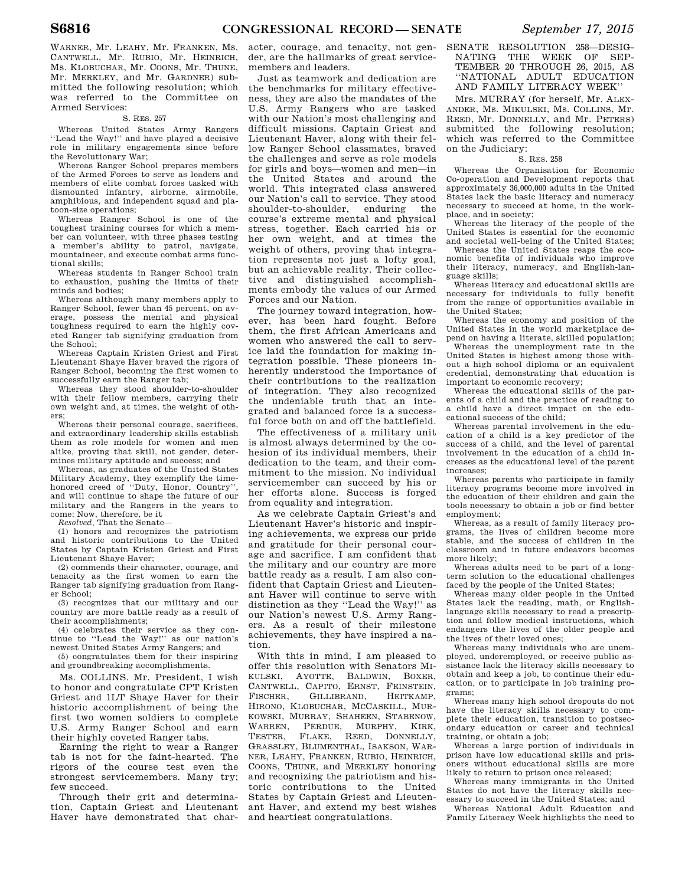WARNER, Mr. LEAHY, Mr. FRANKEN, Ms. CANTWELL, Mr. RUBIO, Mr. HEINRICH, Ms. KLOBUCHAR, Mr. COONS, Mr. THUNE, Mr. MERKLEY, and Mr. GARDNER) submitted the following resolution; which was referred to the Committee on Armed Services:

S. RES. 257

Whereas United States Army Rangers ''Lead the Way!'' and have played a decisive role in military engagements since before the Revolutionary War;

Whereas Ranger School prepares members of the Armed Forces to serve as leaders and members of elite combat forces tasked with dismounted infantry, airborne, airmobile, amphibious, and independent squad and platoon-size operations;

Whereas Ranger School is one of the toughest training courses for which a member can volunteer, with three phases testing a member's ability to patrol, navigate, mountaineer, and execute combat arms functional skills;

Whereas students in Ranger School train to exhaustion, pushing the limits of their minds and bodies;

Whereas although many members apply to Ranger School, fewer than 45 percent, on average, possess the mental and physical toughness required to earn the highly coveted Ranger tab signifying graduation from the School;

Whereas Captain Kristen Griest and First Lieutenant Shaye Haver braved the rigors of Ranger School, becoming the first women to successfully earn the Ranger tab;

Whereas they stood shoulder-to-shoulder with their fellow members, carrying their own weight and, at times, the weight of others;

Whereas their personal courage, sacrifices, and extraordinary leadership skills establish them as role models for women and men alike, proving that skill, not gender, determines military aptitude and success; and

Whereas, as graduates of the United States Military Academy, they exemplify the time-honored creed of ''Duty, Honor, Country'', and will continue to shape the future of our military and the Rangers in the years to come: Now, therefore, be it

*Resolved*, That the Senate—

(1) honors and recognizes the patriotism and historic contributions to the United States by Captain Kristen Griest and First Lieutenant Shaye Haver;

(2) commends their character, courage, and tenacity as the first women to earn the Ranger tab signifying graduation from Ranger School;

(3) recognizes that our military and our country are more battle ready as a result of their accomplishments;

(4) celebrates their service as they continue to ''Lead the Way!'' as our nation's newest United States Army Rangers; and

(5) congratulates them for their inspiring and groundbreaking accomplishments.

Ms. COLLINS. Mr. President, I wish to honor and congratulate CPT Kristen Griest and 1LT Shaye Haver for their historic accomplishment of being the first two women soldiers to complete U.S. Army Ranger School and earn their highly coveted Ranger tabs.

Earning the right to wear a Ranger tab is not for the faint-hearted. The rigors of the course test even the strongest servicemembers. Many try; few succeed.

Through their grit and determination, Captain Griest and Lieutenant Haver have demonstrated that character, courage, and tenacity, not gender, are the hallmarks of great servicemembers and leaders.

Just as teamwork and dedication are the benchmarks for military effectiveness, they are also the mandates of the U.S. Army Rangers who are tasked with our Nation's most challenging and difficult missions. Captain Griest and Lieutenant Haver, along with their fellow Ranger School classmates, braved the challenges and serve as role models for girls and boys—women and men—in the United States and around the world. This integrated class answered our Nation's call to service. They stood shoulder-to-shoulder, enduring the course's extreme mental and physical stress, together. Each carried his or her own weight, and at times the weight of others, proving that integration represents not just a lofty goal, but an achievable reality. Their collective and distinguished accomplishments embody the values of our Armed Forces and our Nation.

The journey toward integration, however, has been hard fought. Before them, the first African Americans and women who answered the call to service laid the foundation for making integration possible. These pioneers inherently understood the importance of their contributions to the realization of integration. They also recognized the undeniable truth that an integrated and balanced force is a successful force both on and off the battlefield.

The effectiveness of a military unit is almost always determined by the cohesion of its individual members, their dedication to the team, and their commitment to the mission. No individual servicemember can succeed by his or her efforts alone. Success is forged from equality and integration.

As we celebrate Captain Griest's and Lieutenant Haver's historic and inspiring achievements, we express our pride and gratitude for their personal courage and sacrifice. I am confident that the military and our country are more battle ready as a result. I am also confident that Captain Griest and Lieutenant Haver will continue to serve with distinction as they ''Lead the Way!'' as our Nation's newest U.S. Army Rangers. As a result of their milestone achievements, they have inspired a nation.

With this in mind, I am pleased to offer this resolution with Senators MIKULSKI, AYOTTE, BALDWIN, BOXER, CANTWELL, CAPITO, ERNST, FEINSTEIN, FISCHER, GILLIBRAND, HEITKAMP, HIRONO, KLOBUCHAR, MCCASKILL, MURKOWSKI, MURRAY, SHAHEEN, STABENOW, WARREN, PERDUE, MURPHY, KIRK, TESTER, FLAKE, REED, DONNELLY, GRASSLEY, BLUMENTHAL, ISAKSON, WARNER, LEAHY, FRANKEN, RUBIO, HEINRICH, COONS, THUNE, and MERKLEY honoring and recognizing the patriotism and historic contributions to the United States by Captain Griest and Lieutenant Haver, and extend my best wishes and heartiest congratulations.

## SENATE RESOLUTION 258—DESIGNATING THE WEEK OF SEPTEMBER 20 THROUGH 26, 2015, AS ''NATIONAL ADULT EDUCATION AND FAMILY LITERACY WEEK''

Mrs. MURRAY (for herself, Mr. ALEXANDER, Ms. MIKULSKI, Ms. COLLINS, Mr. REED, Mr. DONNELLY, and Mr. PETERS) submitted the following resolution; which was referred to the Committee on the Judiciary:

S. RES. 258

Whereas the Organisation for Economic Co-operation and Development reports that approximately 36,000,000 adults in the United States lack the basic literacy and numeracy necessary to succeed at home, in the workplace, and in society;

Whereas the literacy of the people of the United States is essential for the economic and societal well-being of the United States;

Whereas the United States reaps the economic benefits of individuals who improve their literacy, numeracy, and English-language skills;

Whereas literacy and educational skills are necessary for individuals to fully benefit from the range of opportunities available in the United States;

Whereas the economy and position of the United States in the world marketplace depend on having a literate, skilled population;

Whereas the unemployment rate in the United States is highest among those without a high school diploma or an equivalent credential, demonstrating that education is important to economic recovery;

Whereas the educational skills of the parents of a child and the practice of reading to a child have a direct impact on the educational success of the child;

Whereas parental involvement in the education of a child is a key predictor of the success of a child, and the level of parental involvement in the education of a child increases as the educational level of the parent increases;

Whereas parents who participate in family literacy programs become more involved in the education of their children and gain the tools necessary to obtain a job or find better employment;

Whereas, as a result of family literacy programs, the lives of children become more stable, and the success of children in the classroom and in future endeavors becomes more likely;

Whereas adults need to be part of a long-term solution to the educational challenges faced by the people of the United States;

Whereas many older people in the United States lack the reading, math, or English-language skills necessary to read a prescription and follow medical instructions, which endangers the lives of the older people and the lives of their loved ones;

Whereas many individuals who are unemployed, underemployed, or receive public assistance lack the literacy skills necessary to obtain and keep a job, to continue their education, or to participate in job training programs;

Whereas many high school dropouts do not have the literacy skills necessary to complete their education, transition to postsecondary education or career and technical training, or obtain a job;

Whereas a large portion of individuals in prison have low educational skills and prisoners without educational skills are more likely to return to prison once released;

Whereas many immigrants in the United States do not have the literacy skills necessary to succeed in the United States; and

Whereas National Adult Education and Family Literacy Week highlights the need to